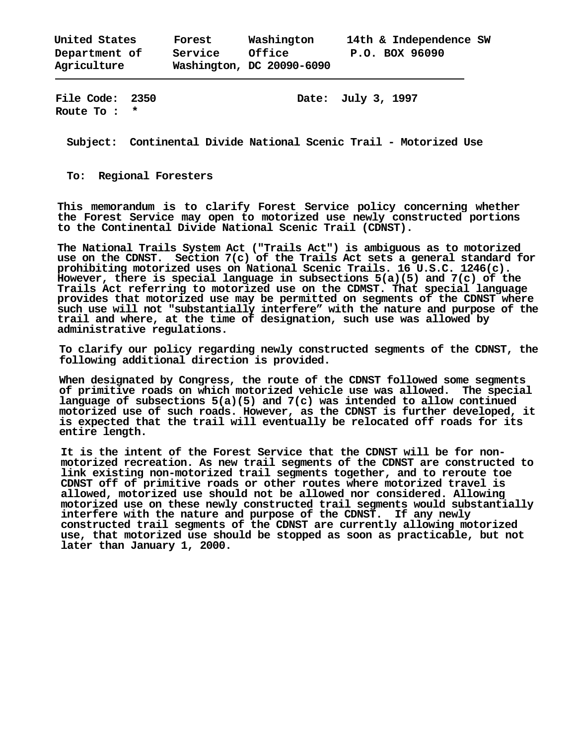United States Department of Agriculture | Forest Service | Washington Office | 14th & Independence SW P.O. BOX 96090 Washington, DC 20090-6090

---

**File Code:** 2350 **Date:** July 3, 1997
**Route To :** *

**Subject:** Continental Divide National Scenic Trail - Motorized Use

**To:** Regional Foresters

This memorandum is to clarify Forest Service policy concerning whether the Forest Service may open to motorized use newly constructed portions to the Continental Divide National Scenic Trail (CDNST).

The National Trails System Act ("Trails Act") is ambiguous as to motorized use on the CDNST. Section 7(c) of the Trails Act sets a general standard for prohibiting motorized uses on National Scenic Trails. 16 U.S.C. 1246(c). However, there is special language in subsections 5(a)(5) and 7(c) of the Trails Act referring to motorized use on the CDMST. That special language provides that motorized use may be permitted on segments of the CDNST where such use will not "substantially interfere" with the nature and purpose of the trail and where, at the time of designation, such use was allowed by administrative regulations.

To clarify our policy regarding newly constructed segments of the CDNST, the following additional direction is provided.

When designated by Congress, the route of the CDNST followed some segments of primitive roads on which motorized vehicle use was allowed. The special language of subsections 5(a)(5) and 7(c) was intended to allow continued motorized use of such roads. However, as the CDNST is further developed, it is expected that the trail will eventually be relocated off roads for its entire length.

It is the intent of the Forest Service that the CDNST will be for non-motorized recreation. As new trail segments of the CDNST are constructed to link existing non-motorized trail segments together, and to reroute toe CDNST off of primitive roads or other routes where motorized travel is allowed, motorized use should not be allowed nor considered. Allowing motorized use on these newly constructed trail segments would substantially interfere with the nature and purpose of the CDNST. If any newly constructed trail segments of the CDNST are currently allowing motorized use, that motorized use should be stopped as soon as practicable, but not later than January 1, 2000.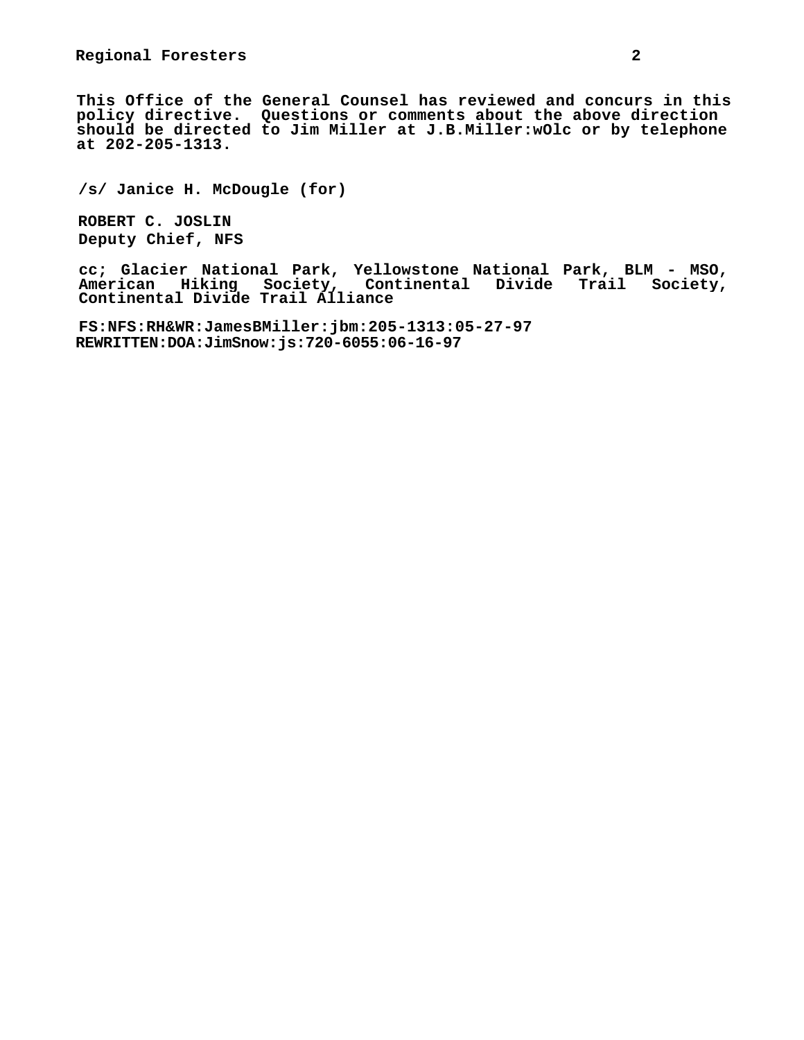**This Office of the General Counsel has reviewed and concurs in this policy directive. Questions or comments about the above direction should be directed to Jim Miller at J.B.Miller:wOlc or by telephone at 202-205-1313.**

**/s/ Janice H. McDougle (for)**

**ROBERT C. JOSLIN**
**Deputy Chief, NFS**

**cc; Glacier National Park, Yellowstone National Park, BLM - MSO, American Hiking Society, Continental Divide Trail Society, Continental Divide Trail Alliance**

**FS:NFS:RH&WR:JamesBMiller:jbm:205-1313:05-27-97**
**REWRITTEN:DOA:JimSnow:js:720-6055:06-16-97**